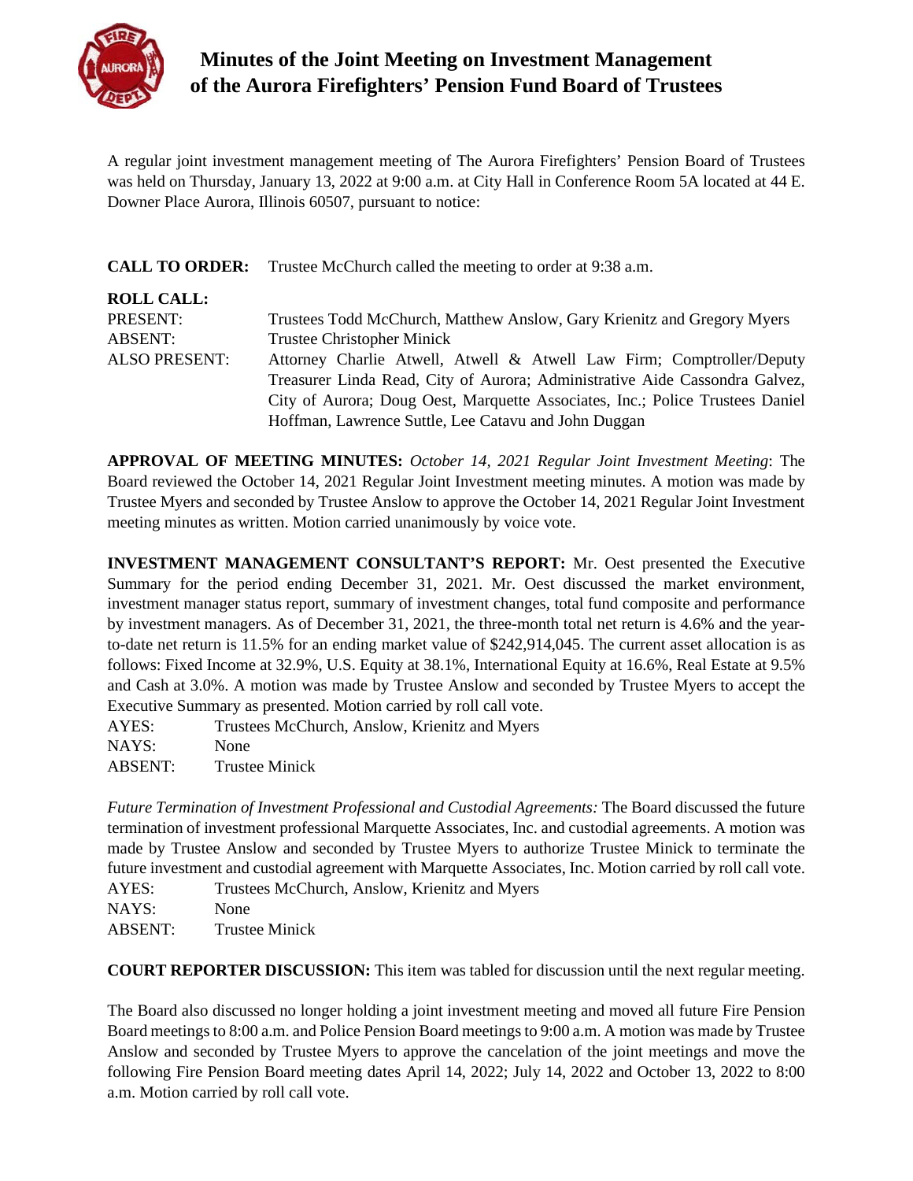# Minutes of the Joint Meeting on Investment Management of the Aurora Firefighters' Pension Fund Board of Trustees

A regular joint investment management meeting of The Aurora Firefighters' Pension Board of Trustees was held on Thursday, January 13, 2022 at 9:00 a.m. at City Hall in Conference Room 5A located at 44 E. Downer Place Aurora, Illinois 60507, pursuant to notice:

**CALL TO ORDER:** Trustee McChurch called the meeting to order at 9:38 a.m.

**ROLL CALL:**

PRESENT: Trustees Todd McChurch, Matthew Anslow, Gary Krienitz and Gregory Myers

ABSENT: Trustee Christopher Minick

ALSO PRESENT: Attorney Charlie Atwell, Atwell & Atwell Law Firm; Comptroller/Deputy Treasurer Linda Read, City of Aurora; Administrative Aide Cassondra Galvez, City of Aurora; Doug Oest, Marquette Associates, Inc.; Police Trustees Daniel Hoffman, Lawrence Suttle, Lee Catavu and John Duggan

**APPROVAL OF MEETING MINUTES:** *October 14, 2021 Regular Joint Investment Meeting*: The Board reviewed the October 14, 2021 Regular Joint Investment meeting minutes. A motion was made by Trustee Myers and seconded by Trustee Anslow to approve the October 14, 2021 Regular Joint Investment meeting minutes as written. Motion carried unanimously by voice vote.

**INVESTMENT MANAGEMENT CONSULTANT'S REPORT:** Mr. Oest presented the Executive Summary for the period ending December 31, 2021. Mr. Oest discussed the market environment, investment manager status report, summary of investment changes, total fund composite and performance by investment managers. As of December 31, 2021, the three-month total net return is 4.6% and the year-to-date net return is 11.5% for an ending market value of $242,914,045. The current asset allocation is as follows: Fixed Income at 32.9%, U.S. Equity at 38.1%, International Equity at 16.6%, Real Estate at 9.5% and Cash at 3.0%. A motion was made by Trustee Anslow and seconded by Trustee Myers to accept the Executive Summary as presented. Motion carried by roll call vote.

AYES: Trustees McChurch, Anslow, Krienitz and Myers
NAYS: None
ABSENT: Trustee Minick

*Future Termination of Investment Professional and Custodial Agreements:* The Board discussed the future termination of investment professional Marquette Associates, Inc. and custodial agreements. A motion was made by Trustee Anslow and seconded by Trustee Myers to authorize Trustee Minick to terminate the future investment and custodial agreement with Marquette Associates, Inc. Motion carried by roll call vote.

AYES: Trustees McChurch, Anslow, Krienitz and Myers
NAYS: None
ABSENT: Trustee Minick

**COURT REPORTER DISCUSSION:** This item was tabled for discussion until the next regular meeting.

The Board also discussed no longer holding a joint investment meeting and moved all future Fire Pension Board meetings to 8:00 a.m. and Police Pension Board meetings to 9:00 a.m. A motion was made by Trustee Anslow and seconded by Trustee Myers to approve the cancelation of the joint meetings and move the following Fire Pension Board meeting dates April 14, 2022; July 14, 2022 and October 13, 2022 to 8:00 a.m. Motion carried by roll call vote.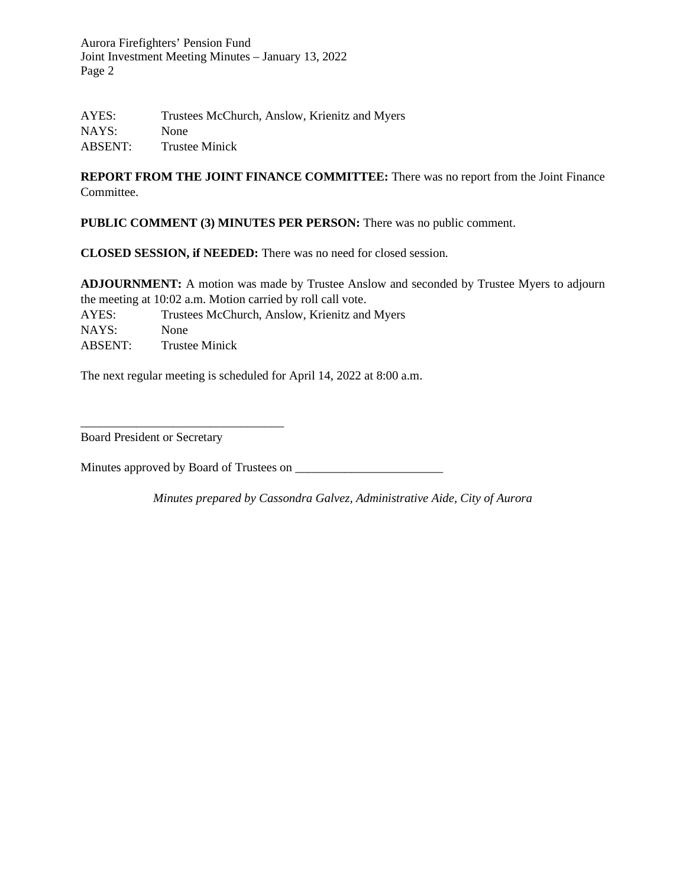AYES: Trustees McChurch, Anslow, Krienitz and Myers
NAYS: None
ABSENT: Trustee Minick

**REPORT FROM THE JOINT FINANCE COMMITTEE:** There was no report from the Joint Finance Committee.

**PUBLIC COMMENT (3) MINUTES PER PERSON:** There was no public comment.

**CLOSED SESSION, if NEEDED:** There was no need for closed session.

**ADJOURNMENT:** A motion was made by Trustee Anslow and seconded by Trustee Myers to adjourn the meeting at 10:02 a.m. Motion carried by roll call vote.
AYES: Trustees McChurch, Anslow, Krienitz and Myers
NAYS: None
ABSENT: Trustee Minick

The next regular meeting is scheduled for April 14, 2022 at 8:00 a.m.

________________________________
Board President or Secretary

Minutes approved by Board of Trustees on ________________________

*Minutes prepared by Cassondra Galvez, Administrative Aide, City of Aurora*